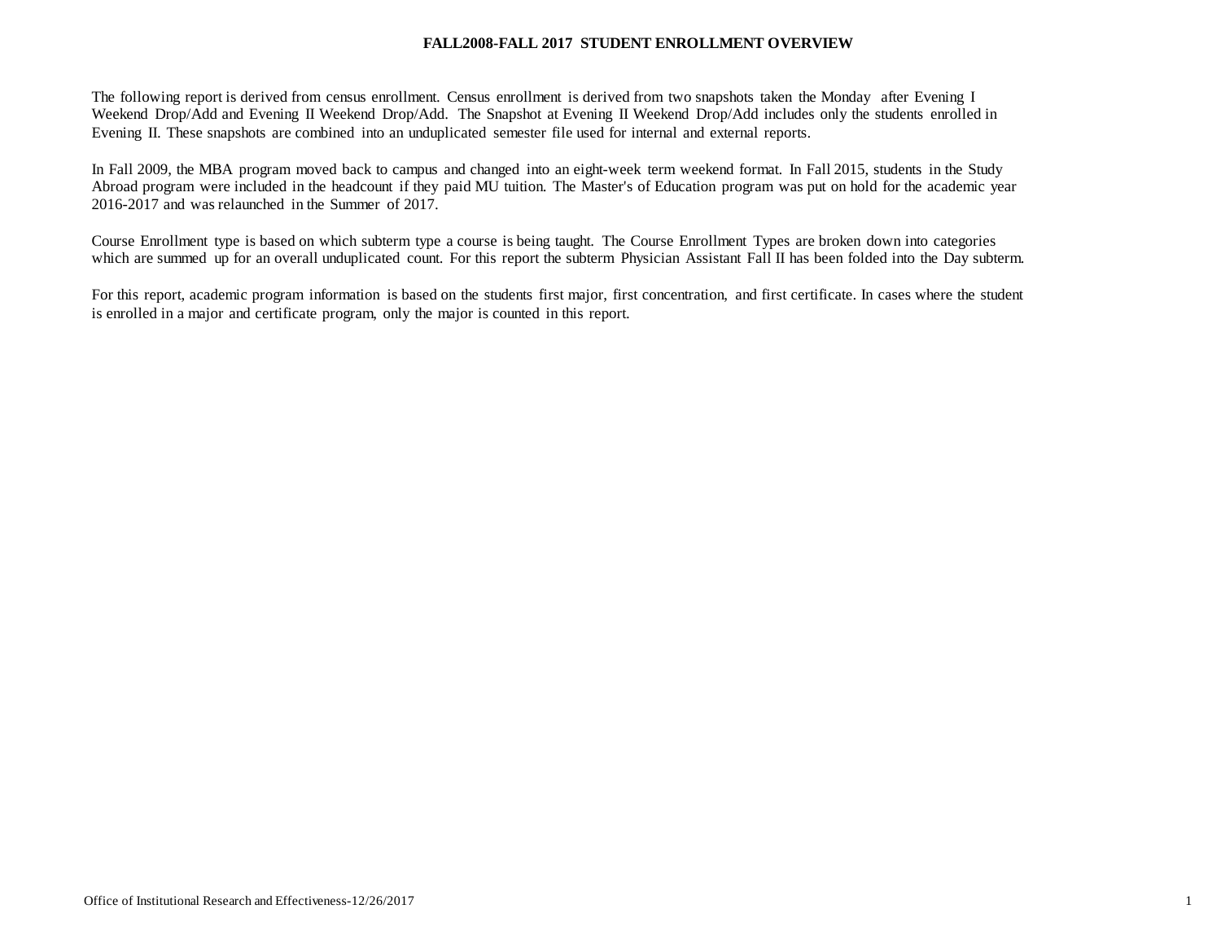# FALL2008-FALL 2017 STUDENT ENROLLMENT OVERVIEW

The following report is derived from census enrollment. Census enrollment is derived from two snapshots taken the Monday after Evening I Weekend Drop/Add and Evening II Weekend Drop/Add. The Snapshot at Evening II Weekend Drop/Add includes only the students enrolled in Evening II. These snapshots are combined into an unduplicated semester file used for internal and external reports.

In Fall 2009, the MBA program moved back to campus and changed into an eight-week term weekend format. In Fall 2015, students in the Study Abroad program were included in the headcount if they paid MU tuition. The Master's of Education program was put on hold for the academic year 2016-2017 and was relaunched in the Summer of 2017.

Course Enrollment type is based on which subterm type a course is being taught. The Course Enrollment Types are broken down into categories which are summed up for an overall unduplicated count. For this report the subterm Physician Assistant Fall II has been folded into the Day subterm.

For this report, academic program information is based on the students first major, first concentration, and first certificate. In cases where the student is enrolled in a major and certificate program, only the major is counted in this report.

Office of Institutional Research and Effectiveness-12/26/2017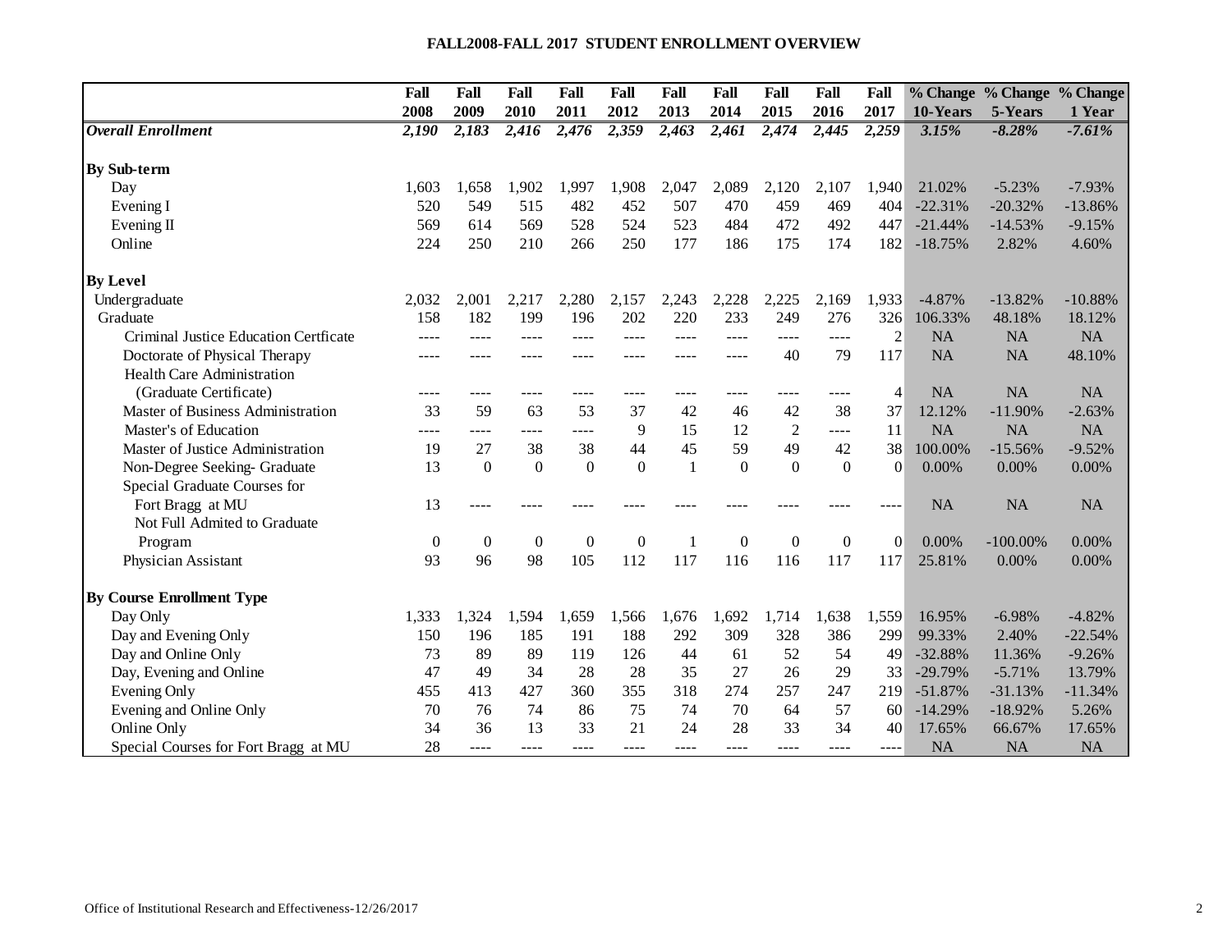## FALL2008-FALL 2017 STUDENT ENROLLMENT OVERVIEW

| | Fall 2008 | Fall 2009 | Fall 2010 | Fall 2011 | Fall 2012 | Fall 2013 | Fall 2014 | Fall 2015 | Fall 2016 | Fall 2017 | % Change 10-Years | % Change 5-Years | % Change 1 Year |
|---|---|---|---|---|---|---|---|---|---|---|---|---|---|
| ***Overall Enrollment*** | *2,190* | *2,183* | *2,416* | *2,476* | *2,359* | *2,463* | *2,461* | *2,474* | *2,445* | *2,259* | *3.15%* | *-8.28%* | *-7.61%* |
| **By Sub-term** | | | | | | | | | | | | | |
| Day | 1,603 | 1,658 | 1,902 | 1,997 | 1,908 | 2,047 | 2,089 | 2,120 | 2,107 | 1,940 | 21.02% | -5.23% | -7.93% |
| Evening I | 520 | 549 | 515 | 482 | 452 | 507 | 470 | 459 | 469 | 404 | -22.31% | -20.32% | -13.86% |
| Evening II | 569 | 614 | 569 | 528 | 524 | 523 | 484 | 472 | 492 | 447 | -21.44% | -14.53% | -9.15% |
| Online | 224 | 250 | 210 | 266 | 250 | 177 | 186 | 175 | 174 | 182 | -18.75% | 2.82% | 4.60% |
| **By Level** | | | | | | | | | | | | | |
| Undergraduate | 2,032 | 2,001 | 2,217 | 2,280 | 2,157 | 2,243 | 2,228 | 2,225 | 2,169 | 1,933 | -4.87% | -13.82% | -10.88% |
| Graduate | 158 | 182 | 199 | 196 | 202 | 220 | 233 | 249 | 276 | 326 | 106.33% | 48.18% | 18.12% |
| Criminal Justice Education Certficate | ---- | ---- | ---- | ---- | ---- | ---- | ---- | ---- | ---- | 2 | NA | NA | NA |
| Doctorate of Physical Therapy | ---- | ---- | ---- | ---- | ---- | ---- | ---- | 40 | 79 | 117 | NA | NA | 48.10% |
| Health Care Administration (Graduate Certificate) | ---- | ---- | ---- | ---- | ---- | ---- | ---- | ---- | ---- | 4 | NA | NA | NA |
| Master of Business Administration | 33 | 59 | 63 | 53 | 37 | 42 | 46 | 42 | 38 | 37 | 12.12% | -11.90% | -2.63% |
| Master's of Education | ---- | ---- | ---- | ---- | 9 | 15 | 12 | 2 | ---- | 11 | NA | NA | NA |
| Master of Justice Administration | 19 | 27 | 38 | 38 | 44 | 45 | 59 | 49 | 42 | 38 | 100.00% | -15.56% | -9.52% |
| Non-Degree Seeking- Graduate | 13 | 0 | 0 | 0 | 0 | 1 | 0 | 0 | 0 | 0 | 0.00% | 0.00% | 0.00% |
| Special Graduate Courses for Fort Bragg at MU | 13 | ---- | ---- | ---- | ---- | ---- | ---- | ---- | ---- | ---- | NA | NA | NA |
| Not Full Admited to Graduate Program | 0 | 0 | 0 | 0 | 0 | 1 | 0 | 0 | 0 | 0 | 0.00% | -100.00% | 0.00% |
| Physician Assistant | 93 | 96 | 98 | 105 | 112 | 117 | 116 | 116 | 117 | 117 | 25.81% | 0.00% | 0.00% |
| **By Course Enrollment Type** | | | | | | | | | | | | | |
| Day Only | 1,333 | 1,324 | 1,594 | 1,659 | 1,566 | 1,676 | 1,692 | 1,714 | 1,638 | 1,559 | 16.95% | -6.98% | -4.82% |
| Day and Evening Only | 150 | 196 | 185 | 191 | 188 | 292 | 309 | 328 | 386 | 299 | 99.33% | 2.40% | -22.54% |
| Day and Online Only | 73 | 89 | 89 | 119 | 126 | 44 | 61 | 52 | 54 | 49 | -32.88% | 11.36% | -9.26% |
| Day, Evening and Online | 47 | 49 | 34 | 28 | 28 | 35 | 27 | 26 | 29 | 33 | -29.79% | -5.71% | 13.79% |
| Evening Only | 455 | 413 | 427 | 360 | 355 | 318 | 274 | 257 | 247 | 219 | -51.87% | -31.13% | -11.34% |
| Evening and Online Only | 70 | 76 | 74 | 86 | 75 | 74 | 70 | 64 | 57 | 60 | -14.29% | -18.92% | 5.26% |
| Online Only | 34 | 36 | 13 | 33 | 21 | 24 | 28 | 33 | 34 | 40 | 17.65% | 66.67% | 17.65% |
| Special Courses for Fort Bragg at MU | 28 | ---- | ---- | ---- | ---- | ---- | ---- | ---- | ---- | ---- | NA | NA | NA |

Office of Institutional Research and Effectiveness-12/26/2017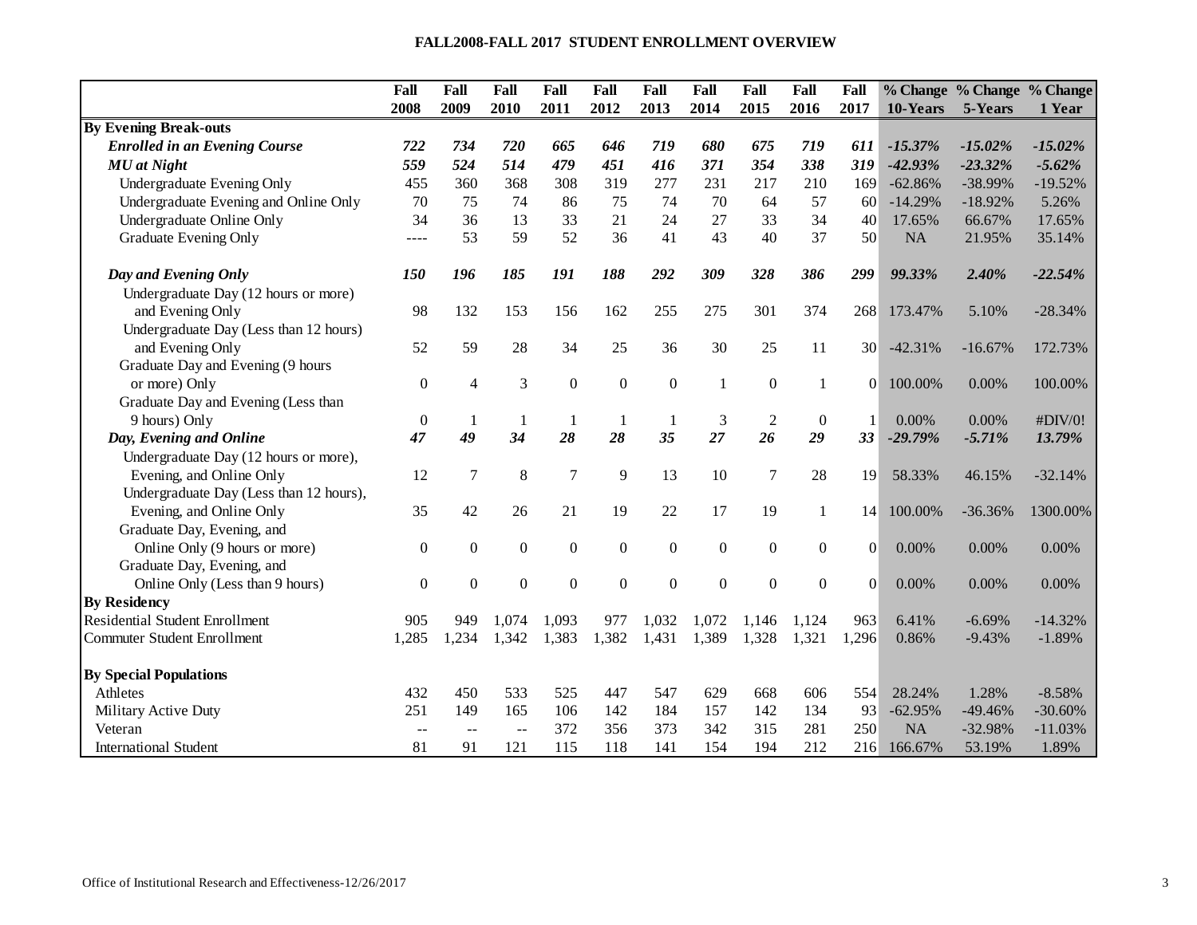**FALL2008-FALL 2017 STUDENT ENROLLMENT OVERVIEW**

| | Fall 2008 | Fall 2009 | Fall 2010 | Fall 2011 | Fall 2012 | Fall 2013 | Fall 2014 | Fall 2015 | Fall 2016 | Fall 2017 | % Change 10-Years | % Change 5-Years | % Change 1 Year |
|---|---|---|---|---|---|---|---|---|---|---|---|---|---|
| **By Evening Break-outs** | | | | | | | | | | | | | |
| ***Enrolled in an Evening Course*** | ***722*** | ***734*** | ***720*** | ***665*** | ***646*** | ***719*** | ***680*** | ***675*** | ***719*** | ***611*** | ***-15.37%*** | ***-15.02%*** | ***-15.02%*** |
| ***MU at Night*** | ***559*** | ***524*** | ***514*** | ***479*** | ***451*** | ***416*** | ***371*** | ***354*** | ***338*** | ***319*** | ***-42.93%*** | ***-23.32%*** | ***-5.62%*** |
| Undergraduate Evening Only | 455 | 360 | 368 | 308 | 319 | 277 | 231 | 217 | 210 | 169 | -62.86% | -38.99% | -19.52% |
| Undergraduate Evening and Online Only | 70 | 75 | 74 | 86 | 75 | 74 | 70 | 64 | 57 | 60 | -14.29% | -18.92% | 5.26% |
| Undergraduate Online Only | 34 | 36 | 13 | 33 | 21 | 24 | 27 | 33 | 34 | 40 | 17.65% | 66.67% | 17.65% |
| Graduate Evening Only | ---- | 53 | 59 | 52 | 36 | 41 | 43 | 40 | 37 | 50 | NA | 21.95% | 35.14% |
| ***Day and Evening Only*** | ***150*** | ***196*** | ***185*** | ***191*** | ***188*** | ***292*** | ***309*** | ***328*** | ***386*** | ***299*** | ***99.33%*** | ***2.40%*** | ***-22.54%*** |
| Undergraduate Day (12 hours or more) and Evening Only | 98 | 132 | 153 | 156 | 162 | 255 | 275 | 301 | 374 | 268 | 173.47% | 5.10% | -28.34% |
| Undergraduate Day (Less than 12 hours) and Evening Only | 52 | 59 | 28 | 34 | 25 | 36 | 30 | 25 | 11 | 30 | -42.31% | -16.67% | 172.73% |
| Graduate Day and Evening (9 hours or more) Only | 0 | 4 | 3 | 0 | 0 | 0 | 1 | 0 | 1 | 0 | 100.00% | 0.00% | 100.00% |
| Graduate Day and Evening (Less than 9 hours) Only | 0 | 1 | 1 | 1 | 1 | 1 | 3 | 2 | 0 | 1 | 0.00% | 0.00% | #DIV/0! |
| ***Day, Evening and Online*** | ***47*** | ***49*** | ***34*** | ***28*** | ***28*** | ***35*** | ***27*** | ***26*** | ***29*** | ***33*** | ***-29.79%*** | ***-5.71%*** | ***13.79%*** |
| Undergraduate Day (12 hours or more), Evening, and Online Only | 12 | 7 | 8 | 7 | 9 | 13 | 10 | 7 | 28 | 19 | 58.33% | 46.15% | -32.14% |
| Undergraduate Day (Less than 12 hours), Evening, and Online Only | 35 | 42 | 26 | 21 | 19 | 22 | 17 | 19 | 1 | 14 | 100.00% | -36.36% | 1300.00% |
| Graduate Day, Evening, and Online Only (9 hours or more) | 0 | 0 | 0 | 0 | 0 | 0 | 0 | 0 | 0 | 0 | 0.00% | 0.00% | 0.00% |
| Graduate Day, Evening, and Online Only (Less than 9 hours) | 0 | 0 | 0 | 0 | 0 | 0 | 0 | 0 | 0 | 0 | 0.00% | 0.00% | 0.00% |
| **By Residency** | | | | | | | | | | | | | |
| Residential Student Enrollment | 905 | 949 | 1,074 | 1,093 | 977 | 1,032 | 1,072 | 1,146 | 1,124 | 963 | 6.41% | -6.69% | -14.32% |
| Commuter Student Enrollment | 1,285 | 1,234 | 1,342 | 1,383 | 1,382 | 1,431 | 1,389 | 1,328 | 1,321 | 1,296 | 0.86% | -9.43% | -1.89% |
| **By Special Populations** | | | | | | | | | | | | | |
| Athletes | 432 | 450 | 533 | 525 | 447 | 547 | 629 | 668 | 606 | 554 | 28.24% | 1.28% | -8.58% |
| Military Active Duty | 251 | 149 | 165 | 106 | 142 | 184 | 157 | 142 | 134 | 93 | -62.95% | -49.46% | -30.60% |
| Veteran | -- | -- | -- | 372 | 356 | 373 | 342 | 315 | 281 | 250 | NA | -32.98% | -11.03% |
| International Student | 81 | 91 | 121 | 115 | 118 | 141 | 154 | 194 | 212 | 216 | 166.67% | 53.19% | 1.89% |

Office of Institutional Research and Effectiveness-12/26/2017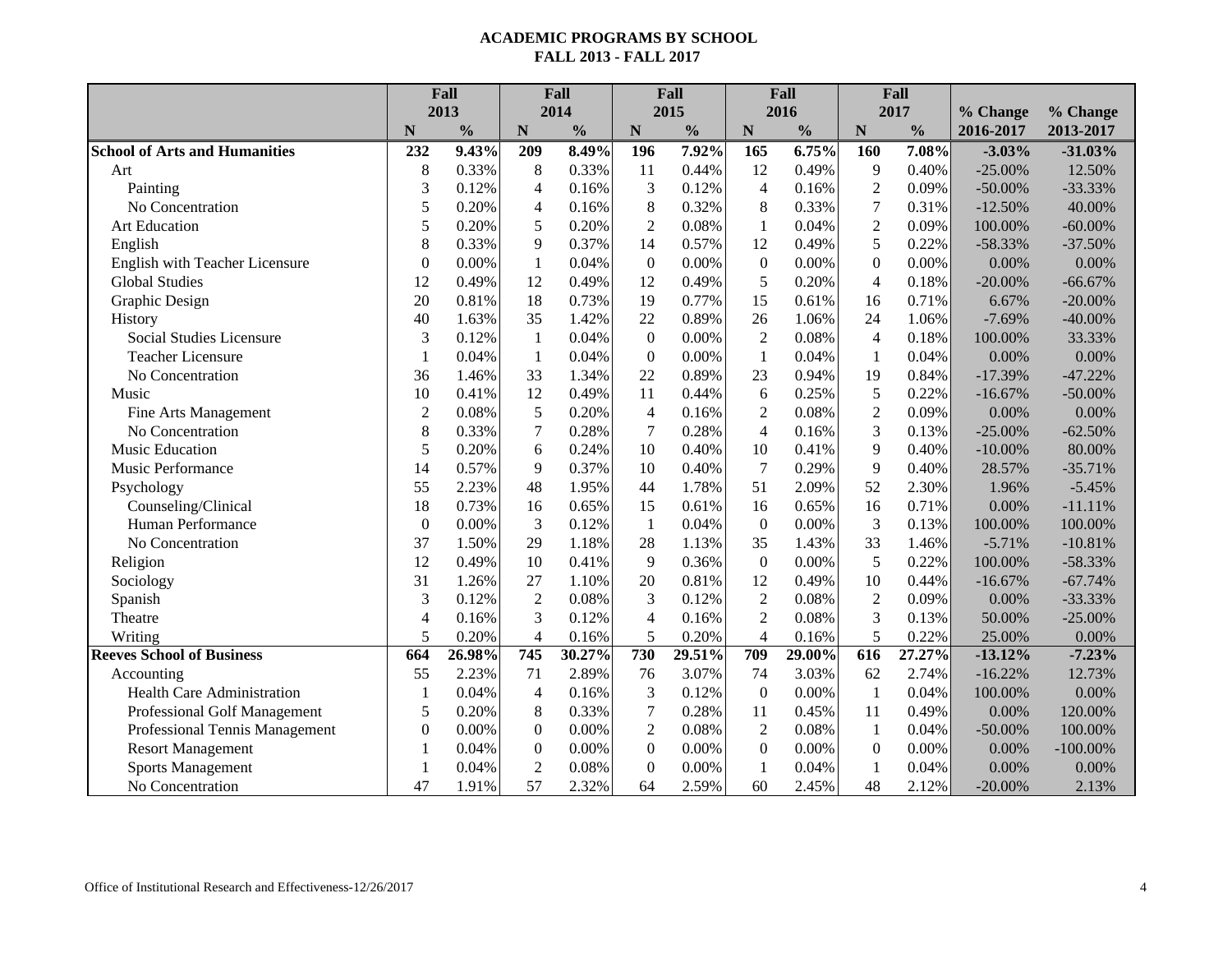# ACADEMIC PROGRAMS BY SCHOOL
## FALL 2013 - FALL 2017

| | Fall 2013 | | Fall 2014 | | Fall 2015 | | Fall 2016 | | Fall 2017 | | % Change | % Change |
|---|---|---|---|---|---|---|---|---|---|---|---|---|
| | N | % | N | % | N | % | N | % | N | % | 2016-2017 | 2013-2017 |
| **School of Arts and Humanities** | **232** | **9.43%** | **209** | **8.49%** | **196** | **7.92%** | **165** | **6.75%** | **160** | **7.08%** | **-3.03%** | **-31.03%** |
| Art | 8 | 0.33% | 8 | 0.33% | 11 | 0.44% | 12 | 0.49% | 9 | 0.40% | -25.00% | 12.50% |
| Painting | 3 | 0.12% | 4 | 0.16% | 3 | 0.12% | 4 | 0.16% | 2 | 0.09% | -50.00% | -33.33% |
| No Concentration | 5 | 0.20% | 4 | 0.16% | 8 | 0.32% | 8 | 0.33% | 7 | 0.31% | -12.50% | 40.00% |
| Art Education | 5 | 0.20% | 5 | 0.20% | 2 | 0.08% | 1 | 0.04% | 2 | 0.09% | 100.00% | -60.00% |
| English | 8 | 0.33% | 9 | 0.37% | 14 | 0.57% | 12 | 0.49% | 5 | 0.22% | -58.33% | -37.50% |
| English with Teacher Licensure | 0 | 0.00% | 1 | 0.04% | 0 | 0.00% | 0 | 0.00% | 0 | 0.00% | 0.00% | 0.00% |
| Global Studies | 12 | 0.49% | 12 | 0.49% | 12 | 0.49% | 5 | 0.20% | 4 | 0.18% | -20.00% | -66.67% |
| Graphic Design | 20 | 0.81% | 18 | 0.73% | 19 | 0.77% | 15 | 0.61% | 16 | 0.71% | 6.67% | -20.00% |
| History | 40 | 1.63% | 35 | 1.42% | 22 | 0.89% | 26 | 1.06% | 24 | 1.06% | -7.69% | -40.00% |
| Social Studies Licensure | 3 | 0.12% | 1 | 0.04% | 0 | 0.00% | 2 | 0.08% | 4 | 0.18% | 100.00% | 33.33% |
| Teacher Licensure | 1 | 0.04% | 1 | 0.04% | 0 | 0.00% | 1 | 0.04% | 1 | 0.04% | 0.00% | 0.00% |
| No Concentration | 36 | 1.46% | 33 | 1.34% | 22 | 0.89% | 23 | 0.94% | 19 | 0.84% | -17.39% | -47.22% |
| Music | 10 | 0.41% | 12 | 0.49% | 11 | 0.44% | 6 | 0.25% | 5 | 0.22% | -16.67% | -50.00% |
| Fine Arts Management | 2 | 0.08% | 5 | 0.20% | 4 | 0.16% | 2 | 0.08% | 2 | 0.09% | 0.00% | 0.00% |
| No Concentration | 8 | 0.33% | 7 | 0.28% | 7 | 0.28% | 4 | 0.16% | 3 | 0.13% | -25.00% | -62.50% |
| Music Education | 5 | 0.20% | 6 | 0.24% | 10 | 0.40% | 10 | 0.41% | 9 | 0.40% | -10.00% | 80.00% |
| Music Performance | 14 | 0.57% | 9 | 0.37% | 10 | 0.40% | 7 | 0.29% | 9 | 0.40% | 28.57% | -35.71% |
| Psychology | 55 | 2.23% | 48 | 1.95% | 44 | 1.78% | 51 | 2.09% | 52 | 2.30% | 1.96% | -5.45% |
| Counseling/Clinical | 18 | 0.73% | 16 | 0.65% | 15 | 0.61% | 16 | 0.65% | 16 | 0.71% | 0.00% | -11.11% |
| Human Performance | 0 | 0.00% | 3 | 0.12% | 1 | 0.04% | 0 | 0.00% | 3 | 0.13% | 100.00% | 100.00% |
| No Concentration | 37 | 1.50% | 29 | 1.18% | 28 | 1.13% | 35 | 1.43% | 33 | 1.46% | -5.71% | -10.81% |
| Religion | 12 | 0.49% | 10 | 0.41% | 9 | 0.36% | 0 | 0.00% | 5 | 0.22% | 100.00% | -58.33% |
| Sociology | 31 | 1.26% | 27 | 1.10% | 20 | 0.81% | 12 | 0.49% | 10 | 0.44% | -16.67% | -67.74% |
| Spanish | 3 | 0.12% | 2 | 0.08% | 3 | 0.12% | 2 | 0.08% | 2 | 0.09% | 0.00% | -33.33% |
| Theatre | 4 | 0.16% | 3 | 0.12% | 4 | 0.16% | 2 | 0.08% | 3 | 0.13% | 50.00% | -25.00% |
| Writing | 5 | 0.20% | 4 | 0.16% | 5 | 0.20% | 4 | 0.16% | 5 | 0.22% | 25.00% | 0.00% |
| **Reeves School of Business** | **664** | **26.98%** | **745** | **30.27%** | **730** | **29.51%** | **709** | **29.00%** | **616** | **27.27%** | **-13.12%** | **-7.23%** |
| Accounting | 55 | 2.23% | 71 | 2.89% | 76 | 3.07% | 74 | 3.03% | 62 | 2.74% | -16.22% | 12.73% |
| Health Care Administration | 1 | 0.04% | 4 | 0.16% | 3 | 0.12% | 0 | 0.00% | 1 | 0.04% | 100.00% | 0.00% |
| Professional Golf Management | 5 | 0.20% | 8 | 0.33% | 7 | 0.28% | 11 | 0.45% | 11 | 0.49% | 0.00% | 120.00% |
| Professional Tennis Management | 0 | 0.00% | 0 | 0.00% | 2 | 0.08% | 2 | 0.08% | 1 | 0.04% | -50.00% | 100.00% |
| Resort Management | 1 | 0.04% | 0 | 0.00% | 0 | 0.00% | 0 | 0.00% | 0 | 0.00% | 0.00% | -100.00% |
| Sports Management | 1 | 0.04% | 2 | 0.08% | 0 | 0.00% | 1 | 0.04% | 1 | 0.04% | 0.00% | 0.00% |
| No Concentration | 47 | 1.91% | 57 | 2.32% | 64 | 2.59% | 60 | 2.45% | 48 | 2.12% | -20.00% | 2.13% |

Office of Institutional Research and Effectiveness-12/26/2017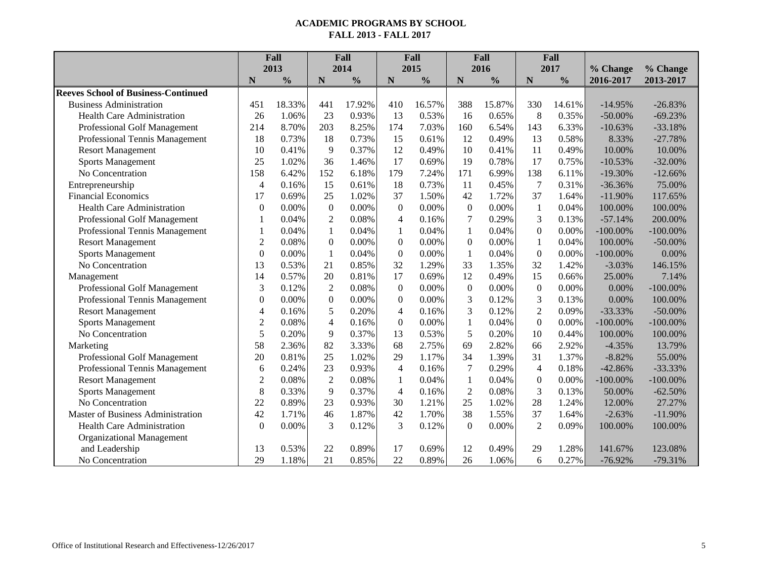# ACADEMIC PROGRAMS BY SCHOOL
## FALL 2013 - FALL 2017

| | Fall 2013 | | Fall 2014 | | Fall 2015 | | Fall 2016 | | Fall 2017 | | % Change | % Change |
|---|---|---|---|---|---|---|---|---|---|---|---|---|
| | N | % | N | % | N | % | N | % | N | % | 2016-2017 | 2013-2017 |
| **Reeves School of Business-Continued** | | | | | | | | | | | | |
| Business Administration | 451 | 18.33% | 441 | 17.92% | 410 | 16.57% | 388 | 15.87% | 330 | 14.61% | -14.95% | -26.83% |
| Health Care Administration | 26 | 1.06% | 23 | 0.93% | 13 | 0.53% | 16 | 0.65% | 8 | 0.35% | -50.00% | -69.23% |
| Professional Golf Management | 214 | 8.70% | 203 | 8.25% | 174 | 7.03% | 160 | 6.54% | 143 | 6.33% | -10.63% | -33.18% |
| Professional Tennis Management | 18 | 0.73% | 18 | 0.73% | 15 | 0.61% | 12 | 0.49% | 13 | 0.58% | 8.33% | -27.78% |
| Resort Management | 10 | 0.41% | 9 | 0.37% | 12 | 0.49% | 10 | 0.41% | 11 | 0.49% | 10.00% | 10.00% |
| Sports Management | 25 | 1.02% | 36 | 1.46% | 17 | 0.69% | 19 | 0.78% | 17 | 0.75% | -10.53% | -32.00% |
| No Concentration | 158 | 6.42% | 152 | 6.18% | 179 | 7.24% | 171 | 6.99% | 138 | 6.11% | -19.30% | -12.66% |
| Entrepreneurship | 4 | 0.16% | 15 | 0.61% | 18 | 0.73% | 11 | 0.45% | 7 | 0.31% | -36.36% | 75.00% |
| Financial Economics | 17 | 0.69% | 25 | 1.02% | 37 | 1.50% | 42 | 1.72% | 37 | 1.64% | -11.90% | 117.65% |
| Health Care Administration | 0 | 0.00% | 0 | 0.00% | 0 | 0.00% | 0 | 0.00% | 1 | 0.04% | 100.00% | 100.00% |
| Professional Golf Management | 1 | 0.04% | 2 | 0.08% | 4 | 0.16% | 7 | 0.29% | 3 | 0.13% | -57.14% | 200.00% |
| Professional Tennis Management | 1 | 0.04% | 1 | 0.04% | 1 | 0.04% | 1 | 0.04% | 0 | 0.00% | -100.00% | -100.00% |
| Resort Management | 2 | 0.08% | 0 | 0.00% | 0 | 0.00% | 0 | 0.00% | 1 | 0.04% | 100.00% | -50.00% |
| Sports Management | 0 | 0.00% | 1 | 0.04% | 0 | 0.00% | 1 | 0.04% | 0 | 0.00% | -100.00% | 0.00% |
| No Concentration | 13 | 0.53% | 21 | 0.85% | 32 | 1.29% | 33 | 1.35% | 32 | 1.42% | -3.03% | 146.15% |
| Management | 14 | 0.57% | 20 | 0.81% | 17 | 0.69% | 12 | 0.49% | 15 | 0.66% | 25.00% | 7.14% |
| Professional Golf Management | 3 | 0.12% | 2 | 0.08% | 0 | 0.00% | 0 | 0.00% | 0 | 0.00% | 0.00% | -100.00% |
| Professional Tennis Management | 0 | 0.00% | 0 | 0.00% | 0 | 0.00% | 3 | 0.12% | 3 | 0.13% | 0.00% | 100.00% |
| Resort Management | 4 | 0.16% | 5 | 0.20% | 4 | 0.16% | 3 | 0.12% | 2 | 0.09% | -33.33% | -50.00% |
| Sports Management | 2 | 0.08% | 4 | 0.16% | 0 | 0.00% | 1 | 0.04% | 0 | 0.00% | -100.00% | -100.00% |
| No Concentration | 5 | 0.20% | 9 | 0.37% | 13 | 0.53% | 5 | 0.20% | 10 | 0.44% | 100.00% | 100.00% |
| Marketing | 58 | 2.36% | 82 | 3.33% | 68 | 2.75% | 69 | 2.82% | 66 | 2.92% | -4.35% | 13.79% |
| Professional Golf Management | 20 | 0.81% | 25 | 1.02% | 29 | 1.17% | 34 | 1.39% | 31 | 1.37% | -8.82% | 55.00% |
| Professional Tennis Management | 6 | 0.24% | 23 | 0.93% | 4 | 0.16% | 7 | 0.29% | 4 | 0.18% | -42.86% | -33.33% |
| Resort Management | 2 | 0.08% | 2 | 0.08% | 1 | 0.04% | 1 | 0.04% | 0 | 0.00% | -100.00% | -100.00% |
| Sports Management | 8 | 0.33% | 9 | 0.37% | 4 | 0.16% | 2 | 0.08% | 3 | 0.13% | 50.00% | -62.50% |
| No Concentration | 22 | 0.89% | 23 | 0.93% | 30 | 1.21% | 25 | 1.02% | 28 | 1.24% | 12.00% | 27.27% |
| Master of Business Administration | 42 | 1.71% | 46 | 1.87% | 42 | 1.70% | 38 | 1.55% | 37 | 1.64% | -2.63% | -11.90% |
| Health Care Administration | 0 | 0.00% | 3 | 0.12% | 3 | 0.12% | 0 | 0.00% | 2 | 0.09% | 100.00% | 100.00% |
| Organizational Management and Leadership | 13 | 0.53% | 22 | 0.89% | 17 | 0.69% | 12 | 0.49% | 29 | 1.28% | 141.67% | 123.08% |
| No Concentration | 29 | 1.18% | 21 | 0.85% | 22 | 0.89% | 26 | 1.06% | 6 | 0.27% | -76.92% | -79.31% |

Office of Institutional Research and Effectiveness-12/26/2017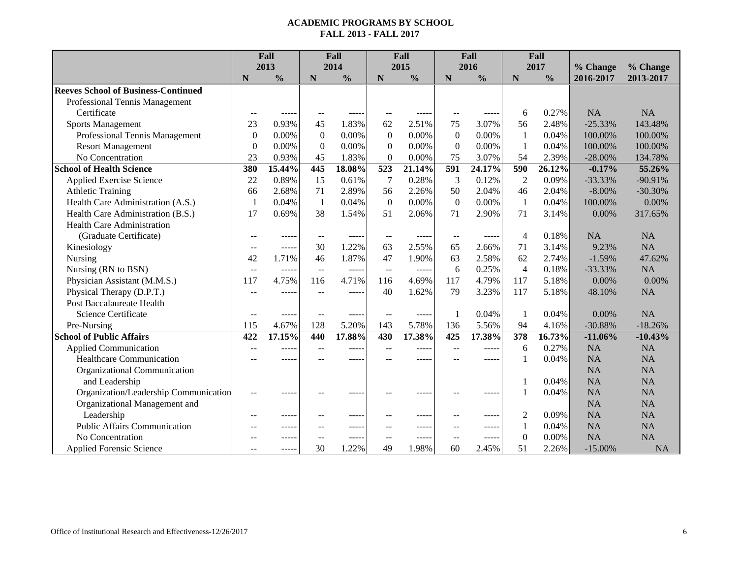# ACADEMIC PROGRAMS BY SCHOOL
## FALL 2013 - FALL 2017

| | Fall 2013 | | Fall 2014 | | Fall 2015 | | Fall 2016 | | Fall 2017 | | % Change | % Change |
|---|---|---|---|---|---|---|---|---|---|---|---|---|
| | N | % | N | % | N | % | N | % | N | % | 2016-2017 | 2013-2017 |
| **Reeves School of Business-Continued** | | | | | | | | | | | | |
| Professional Tennis Management Certificate | -- | ----- | -- | ----- | -- | ----- | -- | ----- | 6 | 0.27% | NA | NA |
| Sports Management | 23 | 0.93% | 45 | 1.83% | 62 | 2.51% | 75 | 3.07% | 56 | 2.48% | -25.33% | 143.48% |
| Professional Tennis Management | 0 | 0.00% | 0 | 0.00% | 0 | 0.00% | 0 | 0.00% | 1 | 0.04% | 100.00% | 100.00% |
| Resort Management | 0 | 0.00% | 0 | 0.00% | 0 | 0.00% | 0 | 0.00% | 1 | 0.04% | 100.00% | 100.00% |
| No Concentration | 23 | 0.93% | 45 | 1.83% | 0 | 0.00% | 75 | 3.07% | 54 | 2.39% | -28.00% | 134.78% |
| **School of Health Science** | **380** | **15.44%** | **445** | **18.08%** | **523** | **21.14%** | **591** | **24.17%** | **590** | **26.12%** | **-0.17%** | **55.26%** |
| Applied Exercise Science | 22 | 0.89% | 15 | 0.61% | 7 | 0.28% | 3 | 0.12% | 2 | 0.09% | -33.33% | -90.91% |
| Athletic Training | 66 | 2.68% | 71 | 2.89% | 56 | 2.26% | 50 | 2.04% | 46 | 2.04% | -8.00% | -30.30% |
| Health Care Administration (A.S.) | 1 | 0.04% | 1 | 0.04% | 0 | 0.00% | 0 | 0.00% | 1 | 0.04% | 100.00% | 0.00% |
| Health Care Administration (B.S.) | 17 | 0.69% | 38 | 1.54% | 51 | 2.06% | 71 | 2.90% | 71 | 3.14% | 0.00% | 317.65% |
| Health Care Administration (Graduate Certificate) | -- | ----- | -- | ----- | -- | ----- | -- | ----- | 4 | 0.18% | NA | NA |
| Kinesiology | -- | ----- | 30 | 1.22% | 63 | 2.55% | 65 | 2.66% | 71 | 3.14% | 9.23% | NA |
| Nursing | 42 | 1.71% | 46 | 1.87% | 47 | 1.90% | 63 | 2.58% | 62 | 2.74% | -1.59% | 47.62% |
| Nursing (RN to BSN) | -- | ----- | -- | ----- | -- | ----- | 6 | 0.25% | 4 | 0.18% | -33.33% | NA |
| Physician Assistant (M.M.S.) | 117 | 4.75% | 116 | 4.71% | 116 | 4.69% | 117 | 4.79% | 117 | 5.18% | 0.00% | 0.00% |
| Physical Therapy (D.P.T.) | -- | ----- | -- | ----- | 40 | 1.62% | 79 | 3.23% | 117 | 5.18% | 48.10% | NA |
| Post Baccalaureate Health Science Certificate | -- | ----- | -- | ----- | -- | ----- | 1 | 0.04% | 1 | 0.04% | 0.00% | NA |
| Pre-Nursing | 115 | 4.67% | 128 | 5.20% | 143 | 5.78% | 136 | 5.56% | 94 | 4.16% | -30.88% | -18.26% |
| **School of Public Affairs** | **422** | **17.15%** | **440** | **17.88%** | **430** | **17.38%** | **425** | **17.38%** | **378** | **16.73%** | **-11.06%** | **-10.43%** |
| Applied Communication | -- | ----- | -- | ----- | -- | ----- | -- | ----- | 6 | 0.27% | NA | NA |
| Healthcare Communication | -- | ----- | -- | ----- | -- | ----- | -- | ----- | 1 | 0.04% | NA | NA |
| Organizational Communication and Leadership | | | | | | | | | 1 | 0.04% | NA | NA |
| Organization/Leadership Communication | -- | ----- | -- | ----- | -- | ----- | -- | ----- | 1 | 0.04% | NA | NA |
| Organizational Management and Leadership | -- | ----- | -- | ----- | -- | ----- | -- | ----- | 2 | 0.09% | NA | NA |
| Public Affairs Communication | -- | ----- | -- | ----- | -- | ----- | -- | ----- | 1 | 0.04% | NA | NA |
| No Concentration | -- | ----- | -- | ----- | -- | ----- | -- | ----- | 0 | 0.00% | NA | NA |
| Applied Forensic Science | -- | ----- | 30 | 1.22% | 49 | 1.98% | 60 | 2.45% | 51 | 2.26% | -15.00% | NA |

Office of Institutional Research and Effectiveness-12/26/2017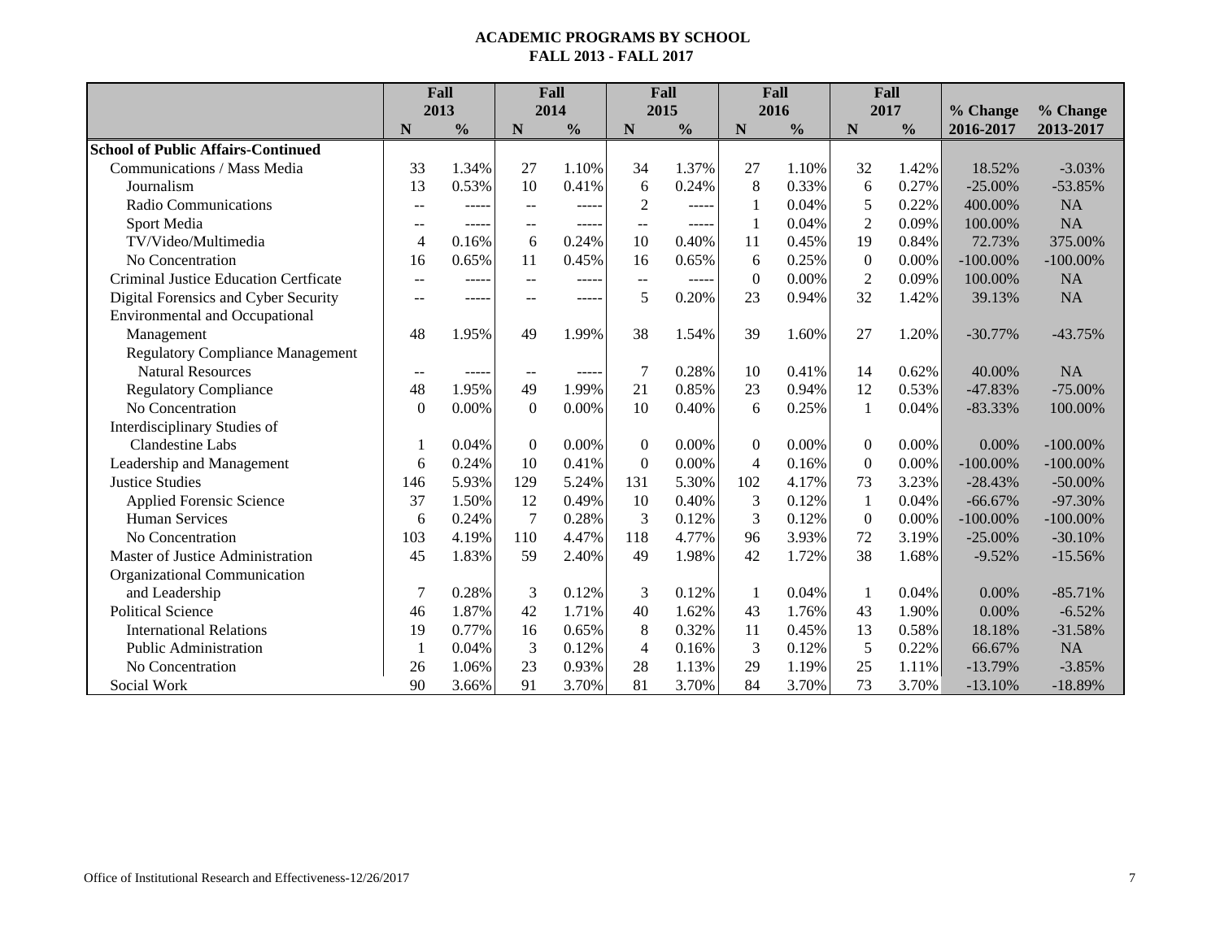**ACADEMIC PROGRAMS BY SCHOOL**
**FALL 2013 - FALL 2017**

| | Fall 2013 | | Fall 2014 | | Fall 2015 | | Fall 2016 | | Fall 2017 | | % Change | % Change |
|---|---|---|---|---|---|---|---|---|---|---|---|---|
| | N | % | N | % | N | % | N | % | N | % | 2016-2017 | 2013-2017 |
| **School of Public Affairs-Continued** | | | | | | | | | | | | |
| Communications / Mass Media | 33 | 1.34% | 27 | 1.10% | 34 | 1.37% | 27 | 1.10% | 32 | 1.42% | 18.52% | -3.03% |
| Journalism | 13 | 0.53% | 10 | 0.41% | 6 | 0.24% | 8 | 0.33% | 6 | 0.27% | -25.00% | -53.85% |
| Radio Communications | -- | ----- | -- | ----- | 2 | ----- | 1 | 0.04% | 5 | 0.22% | 400.00% | NA |
| Sport Media | -- | ----- | -- | ----- | -- | ----- | 1 | 0.04% | 2 | 0.09% | 100.00% | NA |
| TV/Video/Multimedia | 4 | 0.16% | 6 | 0.24% | 10 | 0.40% | 11 | 0.45% | 19 | 0.84% | 72.73% | 375.00% |
| No Concentration | 16 | 0.65% | 11 | 0.45% | 16 | 0.65% | 6 | 0.25% | 0 | 0.00% | -100.00% | -100.00% |
| Criminal Justice Education Certficate | -- | ----- | -- | ----- | -- | ----- | 0 | 0.00% | 2 | 0.09% | 100.00% | NA |
| Digital Forensics and Cyber Security | -- | ----- | -- | ----- | 5 | 0.20% | 23 | 0.94% | 32 | 1.42% | 39.13% | NA |
| Environmental and Occupational Management | 48 | 1.95% | 49 | 1.99% | 38 | 1.54% | 39 | 1.60% | 27 | 1.20% | -30.77% | -43.75% |
| Regulatory Compliance Management Natural Resources | -- | ----- | -- | ----- | 7 | 0.28% | 10 | 0.41% | 14 | 0.62% | 40.00% | NA |
| Regulatory Compliance | 48 | 1.95% | 49 | 1.99% | 21 | 0.85% | 23 | 0.94% | 12 | 0.53% | -47.83% | -75.00% |
| No Concentration | 0 | 0.00% | 0 | 0.00% | 10 | 0.40% | 6 | 0.25% | 1 | 0.04% | -83.33% | 100.00% |
| Interdisciplinary Studies of Clandestine Labs | 1 | 0.04% | 0 | 0.00% | 0 | 0.00% | 0 | 0.00% | 0 | 0.00% | 0.00% | -100.00% |
| Leadership and Management | 6 | 0.24% | 10 | 0.41% | 0 | 0.00% | 4 | 0.16% | 0 | 0.00% | -100.00% | -100.00% |
| Justice Studies | 146 | 5.93% | 129 | 5.24% | 131 | 5.30% | 102 | 4.17% | 73 | 3.23% | -28.43% | -50.00% |
| Applied Forensic Science | 37 | 1.50% | 12 | 0.49% | 10 | 0.40% | 3 | 0.12% | 1 | 0.04% | -66.67% | -97.30% |
| Human Services | 6 | 0.24% | 7 | 0.28% | 3 | 0.12% | 3 | 0.12% | 0 | 0.00% | -100.00% | -100.00% |
| No Concentration | 103 | 4.19% | 110 | 4.47% | 118 | 4.77% | 96 | 3.93% | 72 | 3.19% | -25.00% | -30.10% |
| Master of Justice Administration | 45 | 1.83% | 59 | 2.40% | 49 | 1.98% | 42 | 1.72% | 38 | 1.68% | -9.52% | -15.56% |
| Organizational Communication and Leadership | 7 | 0.28% | 3 | 0.12% | 3 | 0.12% | 1 | 0.04% | 1 | 0.04% | 0.00% | -85.71% |
| Political Science | 46 | 1.87% | 42 | 1.71% | 40 | 1.62% | 43 | 1.76% | 43 | 1.90% | 0.00% | -6.52% |
| International Relations | 19 | 0.77% | 16 | 0.65% | 8 | 0.32% | 11 | 0.45% | 13 | 0.58% | 18.18% | -31.58% |
| Public Administration | 1 | 0.04% | 3 | 0.12% | 4 | 0.16% | 3 | 0.12% | 5 | 0.22% | 66.67% | NA |
| No Concentration | 26 | 1.06% | 23 | 0.93% | 28 | 1.13% | 29 | 1.19% | 25 | 1.11% | -13.79% | -3.85% |
| Social Work | 90 | 3.66% | 91 | 3.70% | 81 | 3.70% | 84 | 3.70% | 73 | 3.70% | -13.10% | -18.89% |

Office of Institutional Research and Effectiveness-12/26/2017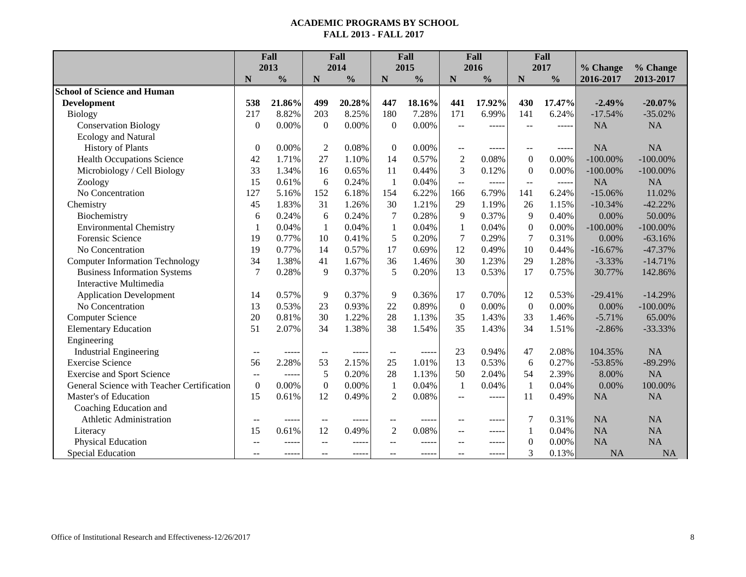**ACADEMIC PROGRAMS BY SCHOOL**
**FALL 2013 - FALL 2017**

| | Fall 2013 | | Fall 2014 | | Fall 2015 | | Fall 2016 | | Fall 2017 | | % Change | % Change |
|---|---|---|---|---|---|---|---|---|---|---|---|---|
| | N | % | N | % | N | % | N | % | N | % | 2016-2017 | 2013-2017 |
| **School of Science and Human Development** | **538** | **21.86%** | **499** | **20.28%** | **447** | **18.16%** | **441** | **17.92%** | **430** | **17.47%** | **-2.49%** | **-20.07%** |
| Biology | 217 | 8.82% | 203 | 8.25% | 180 | 7.28% | 171 | 6.99% | 141 | 6.24% | -17.54% | -35.02% |
| Conservation Biology | 0 | 0.00% | 0 | 0.00% | 0 | 0.00% | -- | ----- | -- | ----- | NA | NA |
| Ecology and Natural History of Plants | 0 | 0.00% | 2 | 0.08% | 0 | 0.00% | -- | ----- | -- | ----- | NA | NA |
| Health Occupations Science | 42 | 1.71% | 27 | 1.10% | 14 | 0.57% | 2 | 0.08% | 0 | 0.00% | -100.00% | -100.00% |
| Microbiology / Cell Biology | 33 | 1.34% | 16 | 0.65% | 11 | 0.44% | 3 | 0.12% | 0 | 0.00% | -100.00% | -100.00% |
| Zoology | 15 | 0.61% | 6 | 0.24% | 1 | 0.04% | -- | ----- | -- | ----- | NA | NA |
| No Concentration | 127 | 5.16% | 152 | 6.18% | 154 | 6.22% | 166 | 6.79% | 141 | 6.24% | -15.06% | 11.02% |
| Chemistry | 45 | 1.83% | 31 | 1.26% | 30 | 1.21% | 29 | 1.19% | 26 | 1.15% | -10.34% | -42.22% |
| Biochemistry | 6 | 0.24% | 6 | 0.24% | 7 | 0.28% | 9 | 0.37% | 9 | 0.40% | 0.00% | 50.00% |
| Environmental Chemistry | 1 | 0.04% | 1 | 0.04% | 1 | 0.04% | 1 | 0.04% | 0 | 0.00% | -100.00% | -100.00% |
| Forensic Science | 19 | 0.77% | 10 | 0.41% | 5 | 0.20% | 7 | 0.29% | 7 | 0.31% | 0.00% | -63.16% |
| No Concentration | 19 | 0.77% | 14 | 0.57% | 17 | 0.69% | 12 | 0.49% | 10 | 0.44% | -16.67% | -47.37% |
| Computer Information Technology | 34 | 1.38% | 41 | 1.67% | 36 | 1.46% | 30 | 1.23% | 29 | 1.28% | -3.33% | -14.71% |
| Business Information Systems | 7 | 0.28% | 9 | 0.37% | 5 | 0.20% | 13 | 0.53% | 17 | 0.75% | 30.77% | 142.86% |
| Interactive Multimedia Application Development | 14 | 0.57% | 9 | 0.37% | 9 | 0.36% | 17 | 0.70% | 12 | 0.53% | -29.41% | -14.29% |
| No Concentration | 13 | 0.53% | 23 | 0.93% | 22 | 0.89% | 0 | 0.00% | 0 | 0.00% | 0.00% | -100.00% |
| Computer Science | 20 | 0.81% | 30 | 1.22% | 28 | 1.13% | 35 | 1.43% | 33 | 1.46% | -5.71% | 65.00% |
| Elementary Education | 51 | 2.07% | 34 | 1.38% | 38 | 1.54% | 35 | 1.43% | 34 | 1.51% | -2.86% | -33.33% |
| Engineering Industrial Engineering | -- | ----- | -- | ----- | -- | ----- | 23 | 0.94% | 47 | 2.08% | 104.35% | NA |
| Exercise Science | 56 | 2.28% | 53 | 2.15% | 25 | 1.01% | 13 | 0.53% | 6 | 0.27% | -53.85% | -89.29% |
| Exercise and Sport Science | -- | ----- | 5 | 0.20% | 28 | 1.13% | 50 | 2.04% | 54 | 2.39% | 8.00% | NA |
| General Science with Teacher Certification | 0 | 0.00% | 0 | 0.00% | 1 | 0.04% | 1 | 0.04% | 1 | 0.04% | 0.00% | 100.00% |
| Master's of Education | 15 | 0.61% | 12 | 0.49% | 2 | 0.08% | -- | ----- | 11 | 0.49% | NA | NA |
| Coaching Education and Athletic Administration | -- | ----- | -- | ----- | -- | ----- | -- | ----- | 7 | 0.31% | NA | NA |
| Literacy | 15 | 0.61% | 12 | 0.49% | 2 | 0.08% | -- | ----- | 1 | 0.04% | NA | NA |
| Physical Education | -- | ----- | -- | ----- | -- | ----- | -- | ----- | 0 | 0.00% | NA | NA |
| Special Education | -- | ----- | -- | ----- | -- | ----- | -- | ----- | 3 | 0.13% | NA | NA |

Office of Institutional Research and Effectiveness-12/26/2017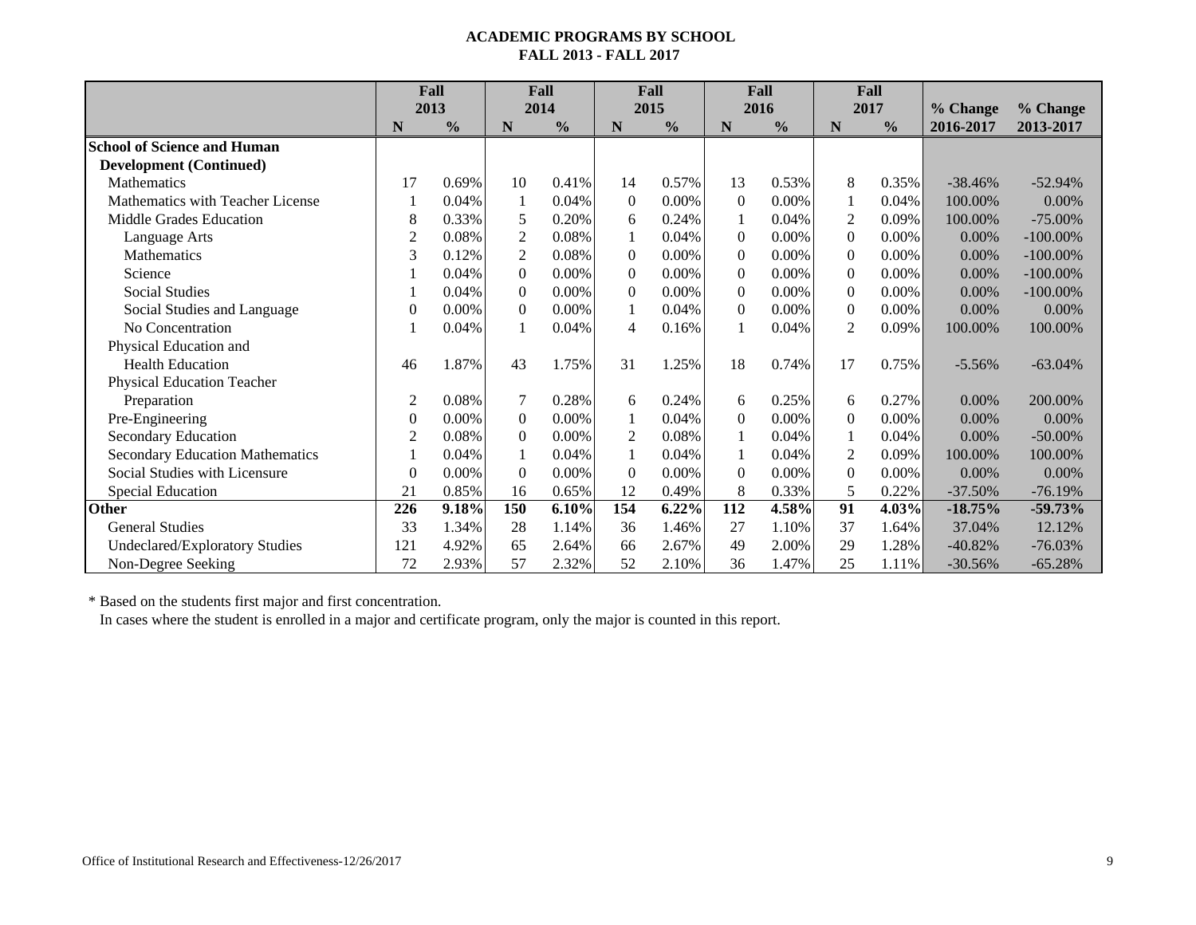# ACADEMIC PROGRAMS BY SCHOOL
## FALL 2013 - FALL 2017

| | Fall 2013 | | Fall 2014 | | Fall 2015 | | Fall 2016 | | Fall 2017 | | % Change | % Change |
|---|---|---|---|---|---|---|---|---|---|---|---|---|
| | N | % | N | % | N | % | N | % | N | % | 2016-2017 | 2013-2017 |
| **School of Science and Human Development (Continued)** | | | | | | | | | | | | |
| Mathematics | 17 | 0.69% | 10 | 0.41% | 14 | 0.57% | 13 | 0.53% | 8 | 0.35% | -38.46% | -52.94% |
| Mathematics with Teacher License | 1 | 0.04% | 1 | 0.04% | 0 | 0.00% | 0 | 0.00% | 1 | 0.04% | 100.00% | 0.00% |
| Middle Grades Education | 8 | 0.33% | 5 | 0.20% | 6 | 0.24% | 1 | 0.04% | 2 | 0.09% | 100.00% | -75.00% |
| Language Arts | 2 | 0.08% | 2 | 0.08% | 1 | 0.04% | 0 | 0.00% | 0 | 0.00% | 0.00% | -100.00% |
| Mathematics | 3 | 0.12% | 2 | 0.08% | 0 | 0.00% | 0 | 0.00% | 0 | 0.00% | 0.00% | -100.00% |
| Science | 1 | 0.04% | 0 | 0.00% | 0 | 0.00% | 0 | 0.00% | 0 | 0.00% | 0.00% | -100.00% |
| Social Studies | 1 | 0.04% | 0 | 0.00% | 0 | 0.00% | 0 | 0.00% | 0 | 0.00% | 0.00% | -100.00% |
| Social Studies and Language | 0 | 0.00% | 0 | 0.00% | 1 | 0.04% | 0 | 0.00% | 0 | 0.00% | 0.00% | 0.00% |
| No Concentration | 1 | 0.04% | 1 | 0.04% | 4 | 0.16% | 1 | 0.04% | 2 | 0.09% | 100.00% | 100.00% |
| Physical Education and Health Education | 46 | 1.87% | 43 | 1.75% | 31 | 1.25% | 18 | 0.74% | 17 | 0.75% | -5.56% | -63.04% |
| Physical Education Teacher Preparation | 2 | 0.08% | 7 | 0.28% | 6 | 0.24% | 6 | 0.25% | 6 | 0.27% | 0.00% | 200.00% |
| Pre-Engineering | 0 | 0.00% | 0 | 0.00% | 1 | 0.04% | 0 | 0.00% | 0 | 0.00% | 0.00% | 0.00% |
| Secondary Education | 2 | 0.08% | 0 | 0.00% | 2 | 0.08% | 1 | 0.04% | 1 | 0.04% | 0.00% | -50.00% |
| Secondary Education Mathematics | 1 | 0.04% | 1 | 0.04% | 1 | 0.04% | 1 | 0.04% | 2 | 0.09% | 100.00% | 100.00% |
| Social Studies with Licensure | 0 | 0.00% | 0 | 0.00% | 0 | 0.00% | 0 | 0.00% | 0 | 0.00% | 0.00% | 0.00% |
| Special Education | 21 | 0.85% | 16 | 0.65% | 12 | 0.49% | 8 | 0.33% | 5 | 0.22% | -37.50% | -76.19% |
| **Other** | **226** | **9.18%** | **150** | **6.10%** | **154** | **6.22%** | **112** | **4.58%** | **91** | **4.03%** | **-18.75%** | **-59.73%** |
| General Studies | 33 | 1.34% | 28 | 1.14% | 36 | 1.46% | 27 | 1.10% | 37 | 1.64% | 37.04% | 12.12% |
| Undeclared/Exploratory Studies | 121 | 4.92% | 65 | 2.64% | 66 | 2.67% | 49 | 2.00% | 29 | 1.28% | -40.82% | -76.03% |
| Non-Degree Seeking | 72 | 2.93% | 57 | 2.32% | 52 | 2.10% | 36 | 1.47% | 25 | 1.11% | -30.56% | -65.28% |

* Based on the students first major and first concentration.
In cases where the student is enrolled in a major and certificate program, only the major is counted in this report.

Office of Institutional Research and Effectiveness-12/26/2017